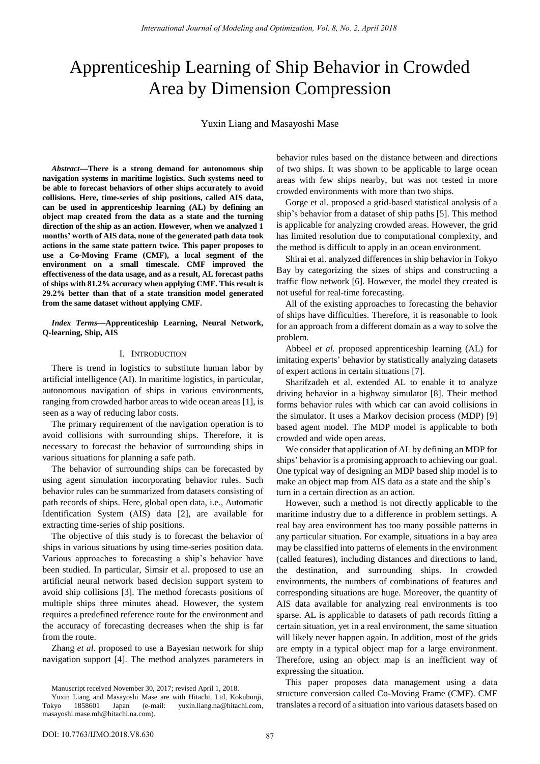# Apprenticeship Learning of Ship Behavior in Crowded Area by Dimension Compression

Yuxin Liang and Masayoshi Mase

***Abstract*—There is a strong demand for autonomous ship navigation systems in maritime logistics. Such systems need to be able to forecast behaviors of other ships accurately to avoid collisions. Here, time-series of ship positions, called AIS data, can be used in apprenticeship learning (AL) by defining an object map created from the data as a state and the turning direction of the ship as an action. However, when we analyzed 1 months' worth of AIS data, none of the generated path data took actions in the same state pattern twice. This paper proposes to use a Co-Moving Frame (CMF), a local segment of the environment on a small timescale. CMF improved the effectiveness of the data usage, and as a result, AL forecast paths of ships with 81.2% accuracy when applying CMF. This result is 29.2% better than that of a state transition model generated from the same dataset without applying CMF.**

***Index Terms*—Apprenticeship Learning, Neural Network, Q-learning, Ship, AIS**

## I. Introduction

There is trend in logistics to substitute human labor by artificial intelligence (AI). In maritime logistics, in particular, autonomous navigation of ships in various environments, ranging from crowded harbor areas to wide ocean areas [1], is seen as a way of reducing labor costs.

The primary requirement of the navigation operation is to avoid collisions with surrounding ships. Therefore, it is necessary to forecast the behavior of surrounding ships in various situations for planning a safe path.

The behavior of surrounding ships can be forecasted by using agent simulation incorporating behavior rules. Such behavior rules can be summarized from datasets consisting of path records of ships. Here, global open data, i.e., Automatic Identification System (AIS) data [2], are available for extracting time-series of ship positions.

The objective of this study is to forecast the behavior of ships in various situations by using time-series position data. Various approaches to forecasting a ship's behavior have been studied. In particular, Simsir et al. proposed to use an artificial neural network based decision support system to avoid ship collisions [3]. The method forecasts positions of multiple ships three minutes ahead. However, the system requires a predefined reference route for the environment and the accuracy of forecasting decreases when the ship is far from the route.

Zhang *et al*. proposed to use a Bayesian network for ship navigation support [4]. The method analyzes parameters in behavior rules based on the distance between and directions of two ships. It was shown to be applicable to large ocean areas with few ships nearby, but was not tested in more crowded environments with more than two ships.

Gorge et al. proposed a grid-based statistical analysis of a ship's behavior from a dataset of ship paths [5]. This method is applicable for analyzing crowded areas. However, the grid has limited resolution due to computational complexity, and the method is difficult to apply in an ocean environment.

Shirai et al. analyzed differences in ship behavior in Tokyo Bay by categorizing the sizes of ships and constructing a traffic flow network [6]. However, the model they created is not useful for real-time forecasting.

All of the existing approaches to forecasting the behavior of ships have difficulties. Therefore, it is reasonable to look for an approach from a different domain as a way to solve the problem.

Abbeel *et al.* proposed apprenticeship learning (AL) for imitating experts' behavior by statistically analyzing datasets of expert actions in certain situations [7].

Sharifzadeh et al. extended AL to enable it to analyze driving behavior in a highway simulator [8]. Their method forms behavior rules with which car can avoid collisions in the simulator. It uses a Markov decision process (MDP) [9] based agent model. The MDP model is applicable to both crowded and wide open areas.

We consider that application of AL by defining an MDP for ships' behavior is a promising approach to achieving our goal. One typical way of designing an MDP based ship model is to make an object map from AIS data as a state and the ship's turn in a certain direction as an action.

However, such a method is not directly applicable to the maritime industry due to a difference in problem settings. A real bay area environment has too many possible patterns in any particular situation. For example, situations in a bay area may be classified into patterns of elements in the environment (called features), including distances and directions to land, the destination, and surrounding ships. In crowded environments, the numbers of combinations of features and corresponding situations are huge. Moreover, the quantity of AIS data available for analyzing real environments is too sparse. AL is applicable to datasets of path records fitting a certain situation, yet in a real environment, the same situation will likely never happen again. In addition, most of the grids are empty in a typical object map for a large environment. Therefore, using an object map is an inefficient way of expressing the situation.

This paper proposes data management using a data structure conversion called Co-Moving Frame (CMF). CMF translates a record of a situation into various datasets based on

Manuscript received November 30, 2017; revised April 1, 2018.

Yuxin Liang and Masayoshi Mase are with Hitachi, Ltd, Kokubunji, Tokyo 1858601 Japan (e-mail: yuxin.liang.na@hitachi.com, masayoshi.mase.mh@hitachi.na.com).

DOI: 10.7763/IJMO.2018.V8.630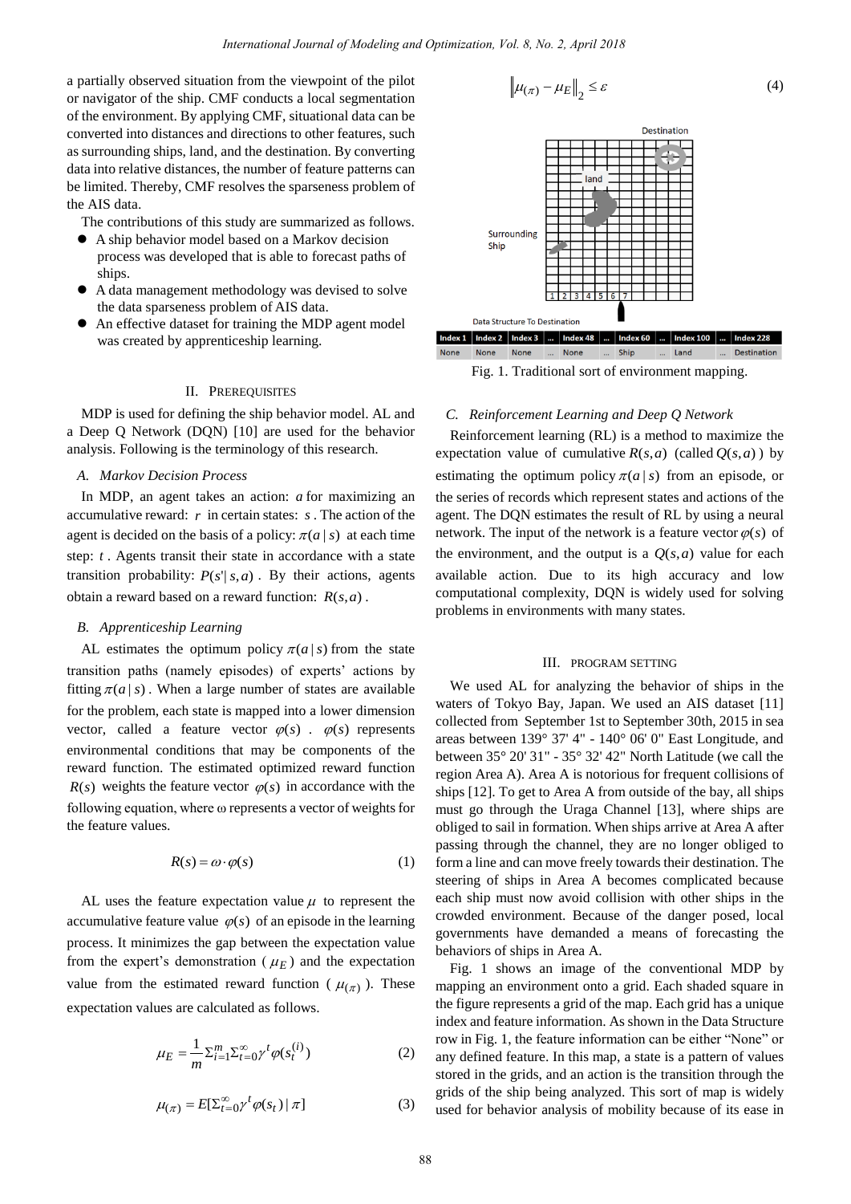a partially observed situation from the viewpoint of the pilot or navigator of the ship. CMF conducts a local segmentation of the environment. By applying CMF, situational data can be converted into distances and directions to other features, such as surrounding ships, land, and the destination. By converting data into relative distances, the number of feature patterns can be limited. Thereby, CMF resolves the sparseness problem of the AIS data.

The contributions of this study are summarized as follows.

- A ship behavior model based on a Markov decision process was developed that is able to forecast paths of ships.
- A data management methodology was devised to solve the data sparseness problem of AIS data.
- An effective dataset for training the MDP agent model was created by apprenticeship learning.

## II. Prerequisites

MDP is used for defining the ship behavior model. AL and a Deep Q Network (DQN) [10] are used for the behavior analysis. Following is the terminology of this research.

### A. Markov Decision Process

In MDP, an agent takes an action: $a$ for maximizing an accumulative reward: $r$ in certain states: $s$. The action of the agent is decided on the basis of a policy: $\pi(a \mid s)$ at each time step: $t$. Agents transit their state in accordance with a state transition probability: $P(s' \mid s, a)$. By their actions, agents obtain a reward based on a reward function: $R(s, a)$.

### B. Apprenticeship Learning

AL estimates the optimum policy $\pi(a \mid s)$ from the state transition paths (namely episodes) of experts' actions by fitting $\pi(a \mid s)$. When a large number of states are available for the problem, each state is mapped into a lower dimension vector, called a feature vector $\varphi(s)$. $\varphi(s)$ represents environmental conditions that may be components of the reward function. The estimated optimized reward function $R(s)$ weights the feature vector $\varphi(s)$ in accordance with the following equation, where ω represents a vector of weights for the feature values.

$$R(s) = \omega \cdot \varphi(s) \tag{1}$$

AL uses the feature expectation value $\mu$ to represent the accumulative feature value $\varphi(s)$ of an episode in the learning process. It minimizes the gap between the expectation value from the expert's demonstration ($\mu_E$) and the expectation value from the estimated reward function ($\mu_{(\pi)}$). These expectation values are calculated as follows.

$$\mu_E = \frac{1}{m} \Sigma_{i=1}^{m} \Sigma_{t=0}^{\infty} \gamma^t \varphi(s_t^{(i)}) \tag{2}$$

$$\mu_{(\pi)} = E[\Sigma_{t=0}^{\infty} \gamma^t \varphi(s_t) \mid \pi] \tag{3}$$

$$\left\| \mu_{(\pi)} - \mu_E \right\|_2 \le \varepsilon \tag{4}$$

| Index 1 | Index 2 | Index 3 | ... | Index 48 | ... | Index 60 | ... | Index 100 | ... | Index 228 |
| --- | --- | --- | --- | --- | --- | --- | --- | --- | --- | --- |
| None | None | None | ... | None | ... | Ship | ... | Land | ... | Destination |

Fig. 1. Traditional sort of environment mapping.

### C. Reinforcement Learning and Deep Q Network

Reinforcement learning (RL) is a method to maximize the expectation value of cumulative $R(s, a)$ (called $Q(s, a)$) by estimating the optimum policy $\pi(a \mid s)$ from an episode, or the series of records which represent states and actions of the agent. The DQN estimates the result of RL by using a neural network. The input of the network is a feature vector $\varphi(s)$ of the environment, and the output is a $Q(s, a)$ value for each available action. Due to its high accuracy and low computational complexity, DQN is widely used for solving problems in environments with many states.

## III. Program Setting

We used AL for analyzing the behavior of ships in the waters of Tokyo Bay, Japan. We used an AIS dataset [11] collected from September 1st to September 30th, 2015 in sea areas between 139° 37' 4" - 140° 06' 0" East Longitude, and between 35° 20' 31" - 35° 32' 42" North Latitude (we call the region Area A). Area A is notorious for frequent collisions of ships [12]. To get to Area A from outside of the bay, all ships must go through the Uraga Channel [13], where ships are obliged to sail in formation. When ships arrive at Area A after passing through the channel, they are no longer obliged to form a line and can move freely towards their destination. The steering of ships in Area A becomes complicated because each ship must now avoid collision with other ships in the crowded environment. Because of the danger posed, local governments have demanded a means of forecasting the behaviors of ships in Area A.

Fig. 1 shows an image of the conventional MDP by mapping an environment onto a grid. Each shaded square in the figure represents a grid of the map. Each grid has a unique index and feature information. As shown in the Data Structure row in Fig. 1, the feature information can be either "None" or any defined feature. In this map, a state is a pattern of values stored in the grids, and an action is the transition through the grids of the ship being analyzed. This sort of map is widely used for behavior analysis of mobility because of its ease in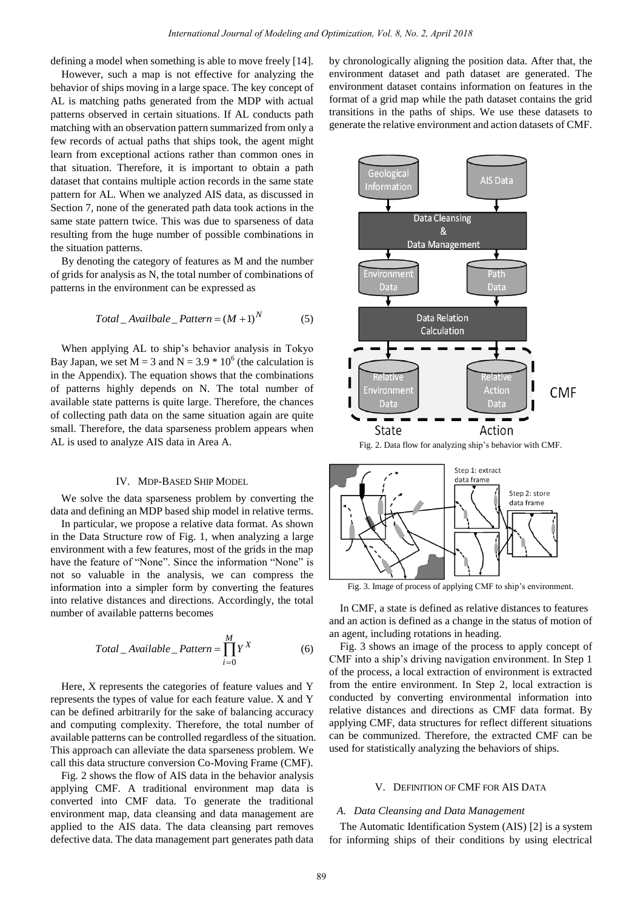defining a model when something is able to move freely [14].

However, such a map is not effective for analyzing the behavior of ships moving in a large space. The key concept of AL is matching paths generated from the MDP with actual patterns observed in certain situations. If AL conducts path matching with an observation pattern summarized from only a few records of actual paths that ships took, the agent might learn from exceptional actions rather than common ones in that situation. Therefore, it is important to obtain a path dataset that contains multiple action records in the same state pattern for AL. When we analyzed AIS data, as discussed in Section 7, none of the generated path data took actions in the same state pattern twice. This was due to sparseness of data resulting from the huge number of possible combinations in the situation patterns.

By denoting the category of features as M and the number of grids for analysis as N, the total number of combinations of patterns in the environment can be expressed as

$$Total\_Availbale\_Pattern = (M+1)^N \tag{5}$$

When applying AL to ship's behavior analysis in Tokyo Bay Japan, we set M = 3 and N = $3.9 * 10^6$ (the calculation is in the Appendix). The equation shows that the combinations of patterns highly depends on N. The total number of available state patterns is quite large. Therefore, the chances of collecting path data on the same situation again are quite small. Therefore, the data sparseness problem appears when AL is used to analyze AIS data in Area A.

## IV. MDP-Based Ship Model

We solve the data sparseness problem by converting the data and defining an MDP based ship model in relative terms.

In particular, we propose a relative data format. As shown in the Data Structure row of Fig. 1, when analyzing a large environment with a few features, most of the grids in the map have the feature of "None". Since the information "None" is not so valuable in the analysis, we can compress the information into a simpler form by converting the features into relative distances and directions. Accordingly, the total number of available patterns becomes

$$Total\_Available\_Pattern = \prod_{i=0}^{M} Y^X \tag{6}$$

Here, X represents the categories of feature values and Y represents the types of value for each feature value. X and Y can be defined arbitrarily for the sake of balancing accuracy and computing complexity. Therefore, the total number of available patterns can be controlled regardless of the situation. This approach can alleviate the data sparseness problem. We call this data structure conversion Co-Moving Frame (CMF).

Fig. 2 shows the flow of AIS data in the behavior analysis applying CMF. A traditional environment map data is converted into CMF data. To generate the traditional environment map, data cleansing and data management are applied to the AIS data. The data cleansing part removes defective data. The data management part generates path data by chronologically aligning the position data. After that, the environment dataset and path dataset are generated. The environment dataset contains information on features in the format of a grid map while the path dataset contains the grid transitions in the paths of ships. We use these datasets to generate the relative environment and action datasets of CMF.

Fig. 2. Data flow for analyzing ship's behavior with CMF.

Fig. 3. Image of process of applying CMF to ship's environment.

In CMF, a state is defined as relative distances to features and an action is defined as a change in the status of motion of an agent, including rotations in heading.

Fig. 3 shows an image of the process to apply concept of CMF into a ship's driving navigation environment. In Step 1 of the process, a local extraction of environment is extracted from the entire environment. In Step 2, local extraction is conducted by converting environmental information into relative distances and directions as CMF data format. By applying CMF, data structures for reflect different situations can be communized. Therefore, the extracted CMF can be used for statistically analyzing the behaviors of ships.

## V. Definition of CMF for AIS Data

### A. Data Cleansing and Data Management

The Automatic Identification System (AIS) [2] is a system for informing ships of their conditions by using electrical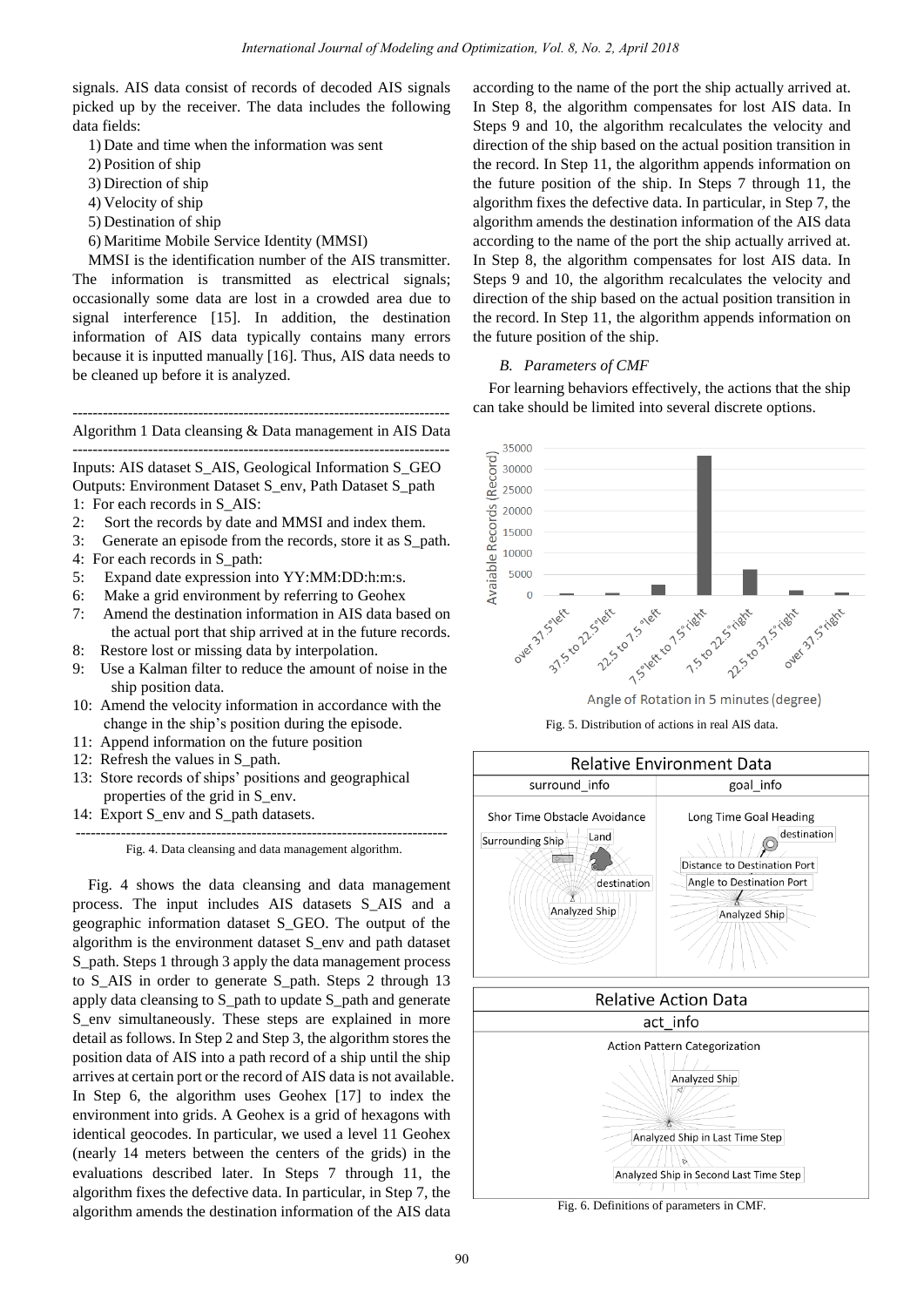signals. AIS data consist of records of decoded AIS signals picked up by the receiver. The data includes the following data fields:

1) Date and time when the information was sent
2) Position of ship
3) Direction of ship
4) Velocity of ship
5) Destination of ship
6) Maritime Mobile Service Identity (MMSI)

MMSI is the identification number of the AIS transmitter. The information is transmitted as electrical signals; occasionally some data are lost in a crowded area due to signal interference [15]. In addition, the destination information of AIS data typically contains many errors because it is inputted manually [16]. Thus, AIS data needs to be cleaned up before it is analyzed.

```
--------------------------------------------------------------------------
Algorithm 1 Data cleansing & Data management in AIS Data
--------------------------------------------------------------------------
Inputs: AIS dataset S_AIS, Geological Information S_GEO
Outputs: Environment Dataset S_env, Path Dataset S_path
1:  For each records in S_AIS:
2:    Sort the records by date and MMSI and index them.
3:    Generate an episode from the records, store it as S_path.
4:  For each records in S_path:
5:    Expand date expression into YY:MM:DD:h:m:s.
6:    Make a grid environment by referring to Geohex
7:    Amend the destination information in AIS data based on
        the actual port that ship arrived at in the future records.
8:    Restore lost or missing data by interpolation.
9:    Use a Kalman filter to reduce the amount of noise in the
        ship position data.
10:  Amend the velocity information in accordance with the
       change in the ship's position during the episode.
11:  Append information on the future position
12:  Refresh the values in S_path.
13:  Store records of ships' positions and geographical
       properties of the grid in S_env.
14:  Export S_env and S_path datasets.
--------------------------------------------------------------------------
```

Fig. 4. Data cleansing and data management algorithm.

Fig. 4 shows the data cleansing and data management process. The input includes AIS datasets S_AIS and a geographic information dataset S_GEO. The output of the algorithm is the environment dataset S_env and path dataset S_path. Steps 1 through 3 apply the data management process to S_AIS in order to generate S_path. Steps 2 through 13 apply data cleansing to S_path to update S_path and generate S_env simultaneously. These steps are explained in more detail as follows. In Step 2 and Step 3, the algorithm stores the position data of AIS into a path record of a ship until the ship arrives at certain port or the record of AIS data is not available. In Step 6, the algorithm uses Geohex [17] to index the environment into grids. A Geohex is a grid of hexagons with identical geocodes. In particular, we used a level 11 Geohex (nearly 14 meters between the centers of the grids) in the evaluations described later. In Steps 7 through 11, the algorithm fixes the defective data. In particular, in Step 7, the algorithm amends the destination information of the AIS data according to the name of the port the ship actually arrived at. In Step 8, the algorithm compensates for lost AIS data. In Steps 9 and 10, the algorithm recalculates the velocity and direction of the ship based on the actual position transition in the record. In Step 11, the algorithm appends information on the future position of the ship. In Steps 7 through 11, the algorithm fixes the defective data. In particular, in Step 7, the algorithm amends the destination information of the AIS data according to the name of the port the ship actually arrived at. In Step 8, the algorithm compensates for lost AIS data. In Steps 9 and 10, the algorithm recalculates the velocity and direction of the ship based on the actual position transition in the record. In Step 11, the algorithm appends information on the future position of the ship.

### *B. Parameters of CMF*

For learning behaviors effectively, the actions that the ship can take should be limited into several discrete options.

Fig. 5. Distribution of actions in real AIS data.

Fig. 6. Definitions of parameters in CMF.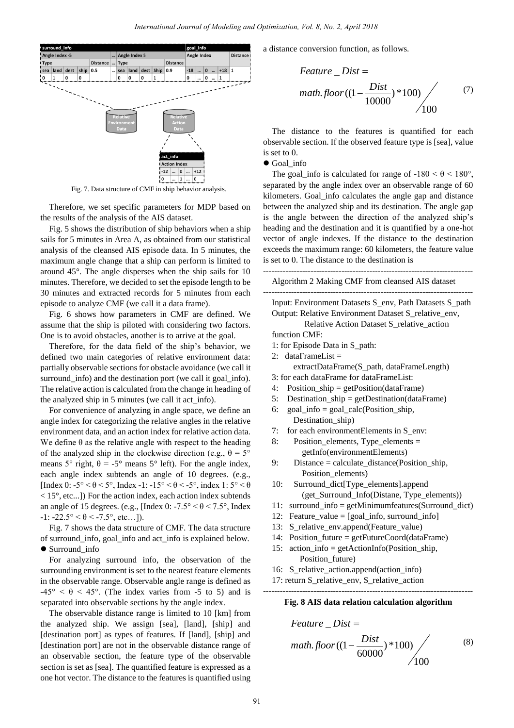Fig. 7. Data structure of CMF in ship behavior analysis.

Therefore, we set specific parameters for MDP based on the results of the analysis of the AIS dataset.

Fig. 5 shows the distribution of ship behaviors when a ship sails for 5 minutes in Area A, as obtained from our statistical analysis of the cleansed AIS episode data. In 5 minutes, the maximum angle change that a ship can perform is limited to around 45°. The angle disperses when the ship sails for 10 minutes. Therefore, we decided to set the episode length to be 30 minutes and extracted records for 5 minutes from each episode to analyze CMF (we call it a data frame).

Fig. 6 shows how parameters in CMF are defined. We assume that the ship is piloted with considering two factors. One is to avoid obstacles, another is to arrive at the goal.

Therefore, for the data field of the ship's behavior, we defined two main categories of relative environment data: partially observable sections for obstacle avoidance (we call it surround_info) and the destination port (we call it goal_info). The relative action is calculated from the change in heading of the analyzed ship in 5 minutes (we call it act_info).

For convenience of analyzing in angle space, we define an angle index for categorizing the relative angles in the relative environment data, and an action index for relative action data. We define θ as the relative angle with respect to the heading of the analyzed ship in the clockwise direction (e.g., θ = 5° means 5° right, θ = -5° means 5° left). For the angle index, each angle index subtends an angle of 10 degrees. (e.g., [Index 0: -5° < θ < 5°, Index -1: -15° < θ < -5°, index 1: 5° < θ < 15°, etc...]) For the action index, each action index subtends an angle of 15 degrees. (e.g., [Index 0: -7.5° < θ < 7.5°, Index -1: -22.5° < θ < -7.5°, etc…]).

Fig. 7 shows the data structure of CMF. The data structure of surround_info, goal_info and act_info is explained below.

- Surround_info

For analyzing surround info, the observation of the surrounding environment is set to the nearest feature elements in the observable range. Observable angle range is defined as -45° < θ < 45°. (The index varies from -5 to 5) and is separated into observable sections by the angle index.

The observable distance range is limited to 10 [km] from the analyzed ship. We assign [sea], [land], [ship] and [destination port] as types of features. If [land], [ship] and [destination port] are not in the observable distance range of an observable section, the feature type of the observable section is set as [sea]. The quantified feature is expressed as a one hot vector. The distance to the features is quantified using a distance conversion function, as follows.

$$Feature\_Dist = math.floor\left(\left(1-\frac{Dist}{10000}\right)*100\right)\Big/100 \tag{7}$$

The distance to the features is quantified for each observable section. If the observed feature type is [sea], value is set to 0.

- Goal_info

The goal_info is calculated for range of -180 < θ < 180°, separated by the angle index over an observable range of 60 kilometers. Goal_info calculates the angle gap and distance between the analyzed ship and its destination. The angle gap is the angle between the direction of the analyzed ship's heading and the destination and it is quantified by a one-hot vector of angle indexes. If the distance to the destination exceeds the maximum range: 60 kilometers, the feature value is set to 0. The distance to the destination is

```
Algorithm 2 Making CMF from cleansed AIS dataset
--------------------------------------------------------------------------
Input: Environment Datasets S_env, Path Datasets S_path
Output: Relative Environment Dataset S_relative_env,
        Relative Action Dataset S_relative_action
function CMF:
1: for Episode Data in S_path:
2:   dataFrameList =
        extractDataFrame(S_path, dataFrameLength)
3: for each dataFrame for dataFrameList:
4:   Position_ship = getPosition(dataFrame)
5:   Destination_ship = getDestination(dataFrame)
6:   goal_info = goal_calc(Position_ship,
        Destination_ship)
7:   for each environmentElements in S_env:
8:     Position_elements, Type_elements =
          getInfo(environmentElements)
9:     Distance = calculate_distance(Position_ship,
          Position_elements)
10:    Surround_dict[Type_elements].append
          (get_Surround_Info(Distane, Type_elements))
11:  surround_info = getMinimumfeatures(Surround_dict)
12:  Feature_value = [goal_info, surround_info]
13:  S_relative_env.append(Feature_value)
14:  Position_future = getFutureCoord(dataFrame)
15:  action_info = getActionInfo(Position_ship,
        Position_future)
16:  S_relative_action.append(action_info)
17: return S_relative_env, S_relative_action
```

**Fig. 8 AIS data relation calculation algorithm**

$$Feature\_Dist = math.floor\left(\left(1-\frac{Dist}{60000}\right)*100\right)\Big/100 \tag{8}$$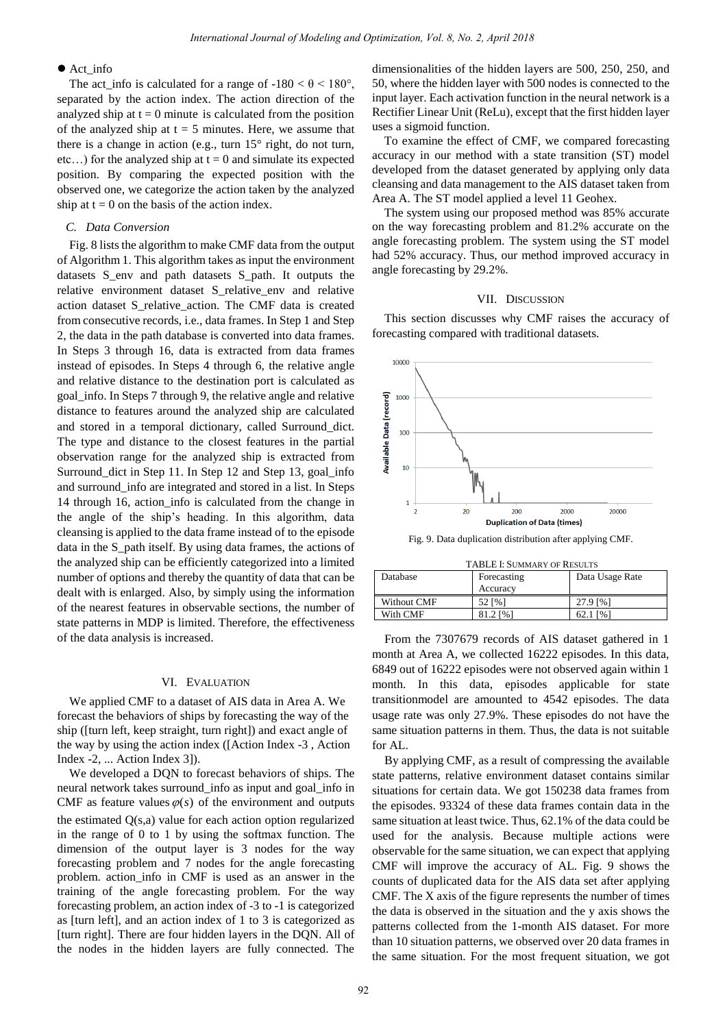- Act_info

The act_info is calculated for a range of -180 < θ < 180°, separated by the action index. The action direction of the analyzed ship at t = 0 minute is calculated from the position of the analyzed ship at t = 5 minutes. Here, we assume that there is a change in action (e.g., turn 15° right, do not turn, etc…) for the analyzed ship at t = 0 and simulate its expected position. By comparing the expected position with the observed one, we categorize the action taken by the analyzed ship at t = 0 on the basis of the action index.

### C. Data Conversion

Fig. 8 lists the algorithm to make CMF data from the output of Algorithm 1. This algorithm takes as input the environment datasets S_env and path datasets S_path. It outputs the relative environment dataset S_relative_env and relative action dataset S_relative_action. The CMF data is created from consecutive records, i.e., data frames. In Step 1 and Step 2, the data in the path database is converted into data frames. In Steps 3 through 16, data is extracted from data frames instead of episodes. In Steps 4 through 6, the relative angle and relative distance to the destination port is calculated as goal_info. In Steps 7 through 9, the relative angle and relative distance to features around the analyzed ship are calculated and stored in a temporal dictionary, called Surround_dict. The type and distance to the closest features in the partial observation range for the analyzed ship is extracted from Surround_dict in Step 11. In Step 12 and Step 13, goal_info and surround_info are integrated and stored in a list. In Steps 14 through 16, action_info is calculated from the change in the angle of the ship's heading. In this algorithm, data cleansing is applied to the data frame instead of to the episode data in the S_path itself. By using data frames, the actions of the analyzed ship can be efficiently categorized into a limited number of options and thereby the quantity of data that can be dealt with is enlarged. Also, by simply using the information of the nearest features in observable sections, the number of state patterns in MDP is limited. Therefore, the effectiveness of the data analysis is increased.

## VI. Evaluation

We applied CMF to a dataset of AIS data in Area A. We forecast the behaviors of ships by forecasting the way of the ship ([turn left, keep straight, turn right]) and exact angle of the way by using the action index ([Action Index -3 , Action Index -2, ... Action Index 3]).

We developed a DQN to forecast behaviors of ships. The neural network takes surround_info as input and goal_info in CMF as feature values $\varphi(s)$ of the environment and outputs the estimated Q(s,a) value for each action option regularized in the range of 0 to 1 by using the softmax function. The dimension of the output layer is 3 nodes for the way forecasting problem and 7 nodes for the angle forecasting problem. action_info in CMF is used as an answer in the training of the angle forecasting problem. For the way forecasting problem, an action index of -3 to -1 is categorized as [turn left], and an action index of 1 to 3 is categorized as [turn right]. There are four hidden layers in the DQN. All of the nodes in the hidden layers are fully connected. The dimensionalities of the hidden layers are 500, 250, 250, and 50, where the hidden layer with 500 nodes is connected to the input layer. Each activation function in the neural network is a Rectifier Linear Unit (ReLu), except that the first hidden layer uses a sigmoid function.

To examine the effect of CMF, we compared forecasting accuracy in our method with a state transition (ST) model developed from the dataset generated by applying only data cleansing and data management to the AIS dataset taken from Area A. The ST model applied a level 11 Geohex.

The system using our proposed method was 85% accurate on the way forecasting problem and 81.2% accurate on the angle forecasting problem. The system using the ST model had 52% accuracy. Thus, our method improved accuracy in angle forecasting by 29.2%.

## VII. Discussion

This section discusses why CMF raises the accuracy of forecasting compared with traditional datasets.

Fig. 9. Data duplication distribution after applying CMF.

TABLE I: Summary of Results

| Database | Forecasting Accuracy | Data Usage Rate |
|---|---|---|
| Without CMF | 52 [%] | 27.9 [%] |
| With CMF | 81.2 [%] | 62.1 [%] |

From the 7307679 records of AIS dataset gathered in 1 month at Area A, we collected 16222 episodes. In this data, 6849 out of 16222 episodes were not observed again within 1 month. In this data, episodes applicable for state transitionmodel are amounted to 4542 episodes. The data usage rate was only 27.9%. These episodes do not have the same situation patterns in them. Thus, the data is not suitable for AL.

By applying CMF, as a result of compressing the available state patterns, relative environment dataset contains similar situations for certain data. We got 150238 data frames from the episodes. 93324 of these data frames contain data in the same situation at least twice. Thus, 62.1% of the data could be used for the analysis. Because multiple actions were observable for the same situation, we can expect that applying CMF will improve the accuracy of AL. Fig. 9 shows the counts of duplicated data for the AIS data set after applying CMF. The X axis of the figure represents the number of times the data is observed in the situation and the y axis shows the patterns collected from the 1-month AIS dataset. For more than 10 situation patterns, we observed over 20 data frames in the same situation. For the most frequent situation, we got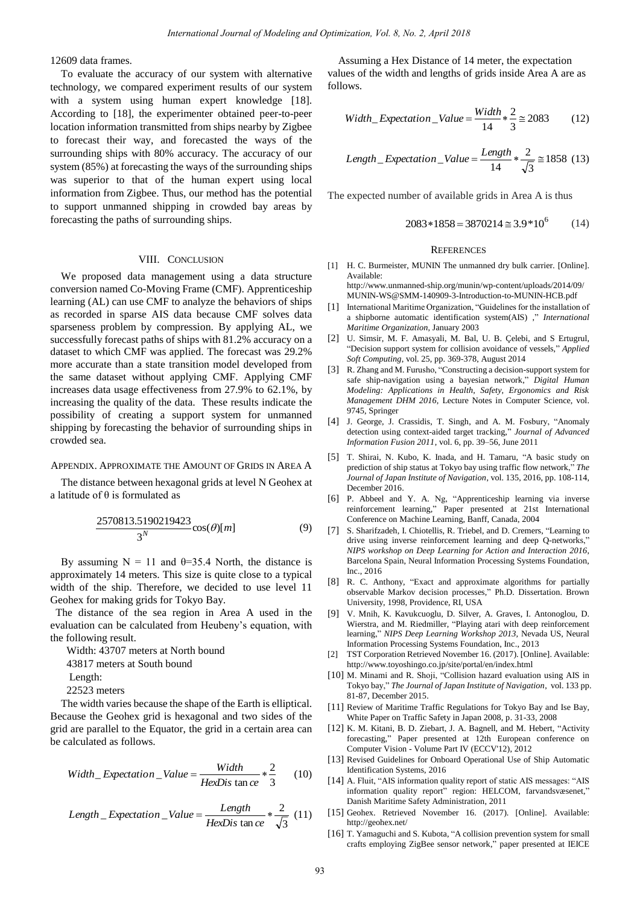12609 data frames.

To evaluate the accuracy of our system with alternative technology, we compared experiment results of our system with a system using human expert knowledge [18]. According to [18], the experimenter obtained peer-to-peer location information transmitted from ships nearby by Zigbee to forecast their way, and forecasted the ways of the surrounding ships with 80% accuracy. The accuracy of our system (85%) at forecasting the ways of the surrounding ships was superior to that of the human expert using local information from Zigbee. Thus, our method has the potential to support unmanned shipping in crowded bay areas by forecasting the paths of surrounding ships.

## VIII. Conclusion

We proposed data management using a data structure conversion named Co-Moving Frame (CMF). Apprenticeship learning (AL) can use CMF to analyze the behaviors of ships as recorded in sparse AIS data because CMF solves data sparseness problem by compression. By applying AL, we successfully forecast paths of ships with 81.2% accuracy on a dataset to which CMF was applied. The forecast was 29.2% more accurate than a state transition model developed from the same dataset without applying CMF. Applying CMF increases data usage effectiveness from 27.9% to 62.1%, by increasing the quality of the data. These results indicate the possibility of creating a support system for unmanned shipping by forecasting the behavior of surrounding ships in crowded sea.

## Appendix. Approximate the Amount of Grids in Area A

The distance between hexagonal grids at level N Geohex at a latitude of θ is formulated as

$$\frac{2570813.5190219423}{3^N}\cos(\theta)[m] \tag{9}$$

By assuming N = 11 and θ=35.4 North, the distance is approximately 14 meters. This size is quite close to a typical width of the ship. Therefore, we decided to use level 11 Geohex for making grids for Tokyo Bay.

The distance of the sea region in Area A used in the evaluation can be calculated from Heubeny's equation, with the following result.

Width: 43707 meters at North bound

43817 meters at South bound

Length:

22523 meters

The width varies because the shape of the Earth is elliptical. Because the Geohex grid is hexagonal and two sides of the grid are parallel to the Equator, the grid in a certain area can be calculated as follows.

$$Width\_Expectation\_Value = \frac{Width}{HexDistance} * \frac{2}{3} \tag{10}$$

$$Length\_Expectation\_Value = \frac{Length}{HexDistance} * \frac{2}{\sqrt{3}} \tag{11}$$

Assuming a Hex Distance of 14 meter, the expectation values of the width and lengths of grids inside Area A are as follows.

$$Width\_Expectation\_Value = \frac{Width}{14} * \frac{2}{3} \cong 2083 \tag{12}$$

$$Length\_Expectation\_Value = \frac{Length}{14} * \frac{2}{\sqrt{3}} \cong 1858 \tag{13}$$

The expected number of available grids in Area A is thus

$$2083 * 1858 = 3870214 \cong 3.9 * 10^6 \tag{14}$$

## References

[1] H. C. Burmeister, MUNIN The unmanned dry bulk carrier. [Online]. Available: http://www.unmanned-ship.org/munin/wp-content/uploads/2014/09/MUNIN-WS@SMM-140909-3-Introduction-to-MUNIN-HCB.pdf

[1] International Maritime Organization, "Guidelines for the installation of a shipborne automatic identification system(AIS) ," *International Maritime Organization*, January 2003

[2] U. Simsir, M. F. Amasyali, M. Bal, U. B. Çelebi, and S Ertugrul, "Decision support system for collision avoidance of vessels," *Applied Soft Computing*, vol. 25, pp. 369-378, August 2014

[3] R. Zhang and M. Furusho, "Constructing a decision-support system for safe ship-navigation using a bayesian network," *Digital Human Modeling: Applications in Health, Safety, Ergonomics and Risk Management DHM 2016*, Lecture Notes in Computer Science, vol. 9745, Springer

[4] J. George, J. Crassidis, T. Singh, and A. M. Fosbury, "Anomaly detection using context-aided target tracking," *Journal of Advanced Information Fusion 2011*, vol. 6, pp. 39–56, June 2011

[5] T. Shirai, N. Kubo, K. Inada, and H. Tamaru, "A basic study on prediction of ship status at Tokyo bay using traffic flow network," *The Journal of Japan Institute of Navigation*, vol. 135, 2016, pp. 108-114, December 2016.

[6] P. Abbeel and Y. A. Ng, "Apprenticeship learning via inverse reinforcement learning," Paper presented at 21st International Conference on Machine Learning, Banff, Canada, 2004

[7] S. Sharifzadeh, I. Chiotellis, R. Triebel, and D. Cremers, "Learning to drive using inverse reinforcement learning and deep Q-networks," *NIPS workshop on Deep Learning for Action and Interaction 2016*, Barcelona Spain, Neural Information Processing Systems Foundation, Inc., 2016

[8] R. C. Anthony, "Exact and approximate algorithms for partially observable Markov decision processes," Ph.D. Dissertation. Brown University, 1998, Providence, RI, USA

[9] V. Mnih, K. Kavukcuoglu, D. Silver, A. Graves, I. Antonoglou, D. Wierstra, and M. Riedmiller, "Playing atari with deep reinforcement learning," *NIPS Deep Learning Workshop 2013*, Nevada US, Neural Information Processing Systems Foundation, Inc., 2013

[2] TST Corporation Retrieved November 16. (2017). [Online]. Available: http://www.toyoshingo.co.jp/site/portal/en/index.html

[10] M. Minami and R. Shoji, "Collision hazard evaluation using AIS in Tokyo bay," *The Journal of Japan Institute of Navigation*, vol. 133 pp. 81-87, December 2015.

[11] Review of Maritime Traffic Regulations for Tokyo Bay and Ise Bay, White Paper on Traffic Safety in Japan 2008, p. 31-33, 2008

[12] K. M. Kitani, B. D. Ziebart, J. A. Bagnell, and M. Hebert, "Activity forecasting," Paper presented at 12th European conference on Computer Vision - Volume Part IV (ECCV'12), 2012

[13] Revised Guidelines for Onboard Operational Use of Ship Automatic Identification Systems, 2016

[14] A. Fluit, "AIS information quality report of static AIS messages: "AIS information quality report" region: HELCOM, farvandsvæsenet," Danish Maritime Safety Administration, 2011

[15] Geohex. Retrieved November 16. (2017). [Online]. Available: http://geohex.net/

[16] T. Yamaguchi and S. Kubota, "A collision prevention system for small crafts employing ZigBee sensor network," paper presented at IEICE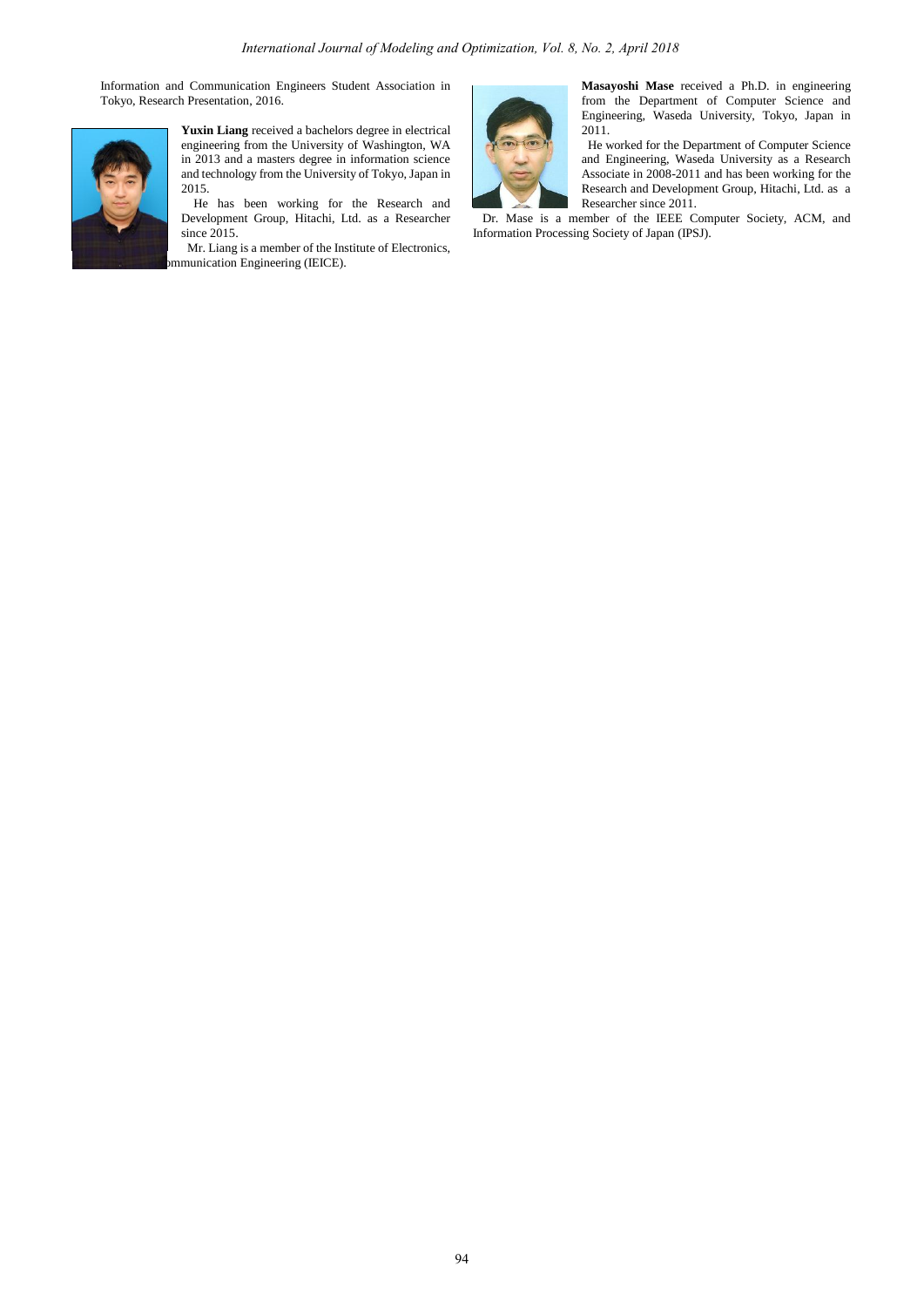Information and Communication Engineers Student Association in Tokyo, Research Presentation, 2016.

**Yuxin Liang** received a bachelors degree in electrical engineering from the University of Washington, WA in 2013 and a masters degree in information science and technology from the University of Tokyo, Japan in 2015.

He has been working for the Research and Development Group, Hitachi, Ltd. as a Researcher since 2015.

Mr. Liang is a member of the Institute of Electronics, ommunication Engineering (IEICE).

**Masayoshi Mase** received a Ph.D. in engineering from the Department of Computer Science and Engineering, Waseda University, Tokyo, Japan in 2011.

He worked for the Department of Computer Science and Engineering, Waseda University as a Research Associate in 2008-2011 and has been working for the Research and Development Group, Hitachi, Ltd. as a Researcher since 2011.

Dr. Mase is a member of the IEEE Computer Society, ACM, and Information Processing Society of Japan (IPSJ).